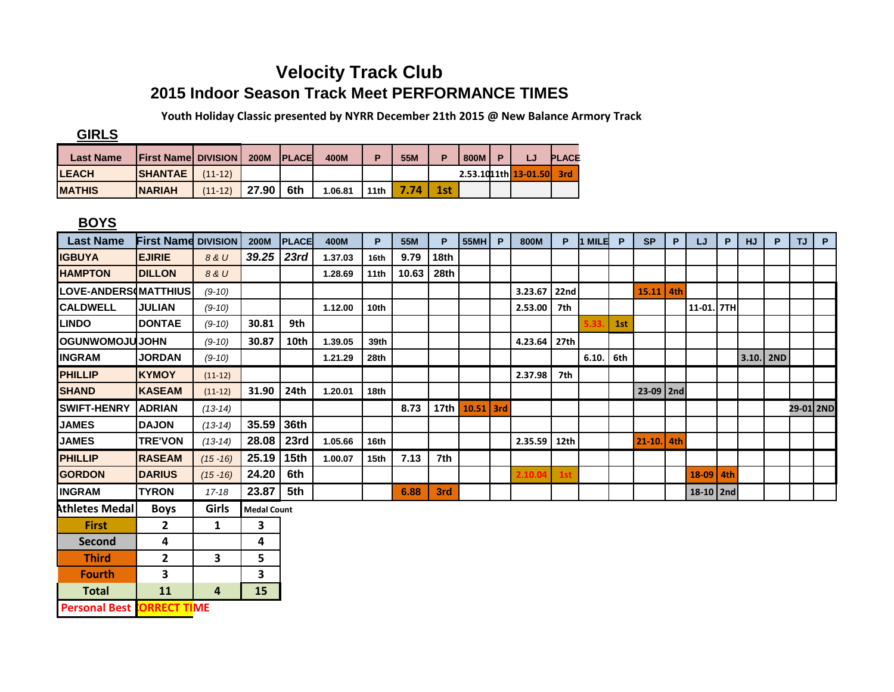# Velocity Track Club

## 2015 Indoor Season Track Meet PERFORMANCE TIMES

**Youth Holiday Classic presented by NYRR December 21th 2015 @ New Balance Armory Track**

## GIRLS

| Last Name | First Name | DIVISION | 200M | PLACE | 400M | P | 55M | P | 800M | P | LJ | PLACE |
|---|---|---|---|---|---|---|---|---|---|---|---|---|
| LEACH | SHANTAE | (11-12) | | | | | | | 2.53.10 | 11th | 13-01.50 | 3rd |
| MATHIS | NARIAH | (11-12) | 27.90 | 6th | 1.06.81 | 11th | 7.74 | 1st | | | | |

## BOYS

| Last Name | First Name | DIVISION | 200M | PLACE | 400M | P | 55M | P | 55MH | P | 800M | P | 1 MILE | P | SP | P | LJ | P | HJ | P | TJ | P |
|---|---|---|---|---|---|---|---|---|---|---|---|---|---|---|---|---|---|---|---|---|---|---|
| IGBUYA | EJIRIE | *8 & U* | *39.25* | *23rd* | 1.37.03 | 16th | 9.79 | 18th | | | | | | | | | | | | | | |
| HAMPTON | DILLON | *8 & U* | | | 1.28.69 | 11th | 10.63 | 28th | | | | | | | | | | | | | | |
| LOVE-ANDERS( | MATTHIUS | *(9-10)* | | | | | | | | | 3.23.67 | 22nd | | | 15.11 | 4th | | | | | | |
| CALDWELL | JULIAN | *(9-10)* | | | 1.12.00 | 10th | | | | | 2.53.00 | 7th | | | | | 11-01. | 7TH | | | | |
| LINDO | DONTAE | *(9-10)* | 30.81 | 9th | | | | | | | | | 5.33. | 1st | | | | | | | | |
| OGUNWOMOJU | JOHN | *(9-10)* | 30.87 | 10th | 1.39.05 | 39th | | | | | 4.23.64 | 27th | | | | | | | | | | |
| INGRAM | JORDAN | *(9-10)* | | | 1.21.29 | 28th | | | | | | | 6.10. | 6th | | | | | 3.10. | 2ND | | |
| PHILLIP | KYMOY | *(11-12)* | | | | | | | | | 2.37.98 | 7th | | | | | | | | | | |
| SHAND | KASEAM | *(11-12)* | 31.90 | 24th | 1.20.01 | 18th | | | | | | | | | 23-09 | 2nd | | | | | | |
| SWIFT-HENRY | ADRIAN | *(13-14)* | | | | | 8.73 | 17th | 10.51 | 3rd | | | | | | | | | | | 29-01 | 2ND |
| JAMES | DAJON | *(13-14)* | 35.59 | 36th | | | | | | | | | | | | | | | | | | |
| JAMES | TRE'VON | *(13-14)* | 28.08 | 23rd | 1.05.66 | 16th | | | | | 2.35.59 | 12th | | | 21-10. | 4th | | | | | | |
| PHILLIP | RASEAM | *(15 -16)* | 25.19 | 15th | 1.00.07 | 15th | 7.13 | 7th | | | | | | | | | | | | | | |
| GORDON | DARIUS | *(15 -16)* | 24.20 | 6th | | | | | | | 2.10.04 | 1st | | | | | 18-09 | 4th | | | | |
| INGRAM | TYRON | *17-18* | 23.87 | 5th | | | 6.88 | 3rd | | | | | | | | | 18-10 | 2nd | | | | |

| Athletes Medal | Boys | Girls | Medal Count |
|---|---|---|---|
| First | 2 | 1 | 3 |
| Second | 4 | | 4 |
| Third | 2 | 3 | 5 |
| Fourth | 3 | | 3 |
| Total | 11 | 4 | 15 |

Personal Best | CORRECT TIME